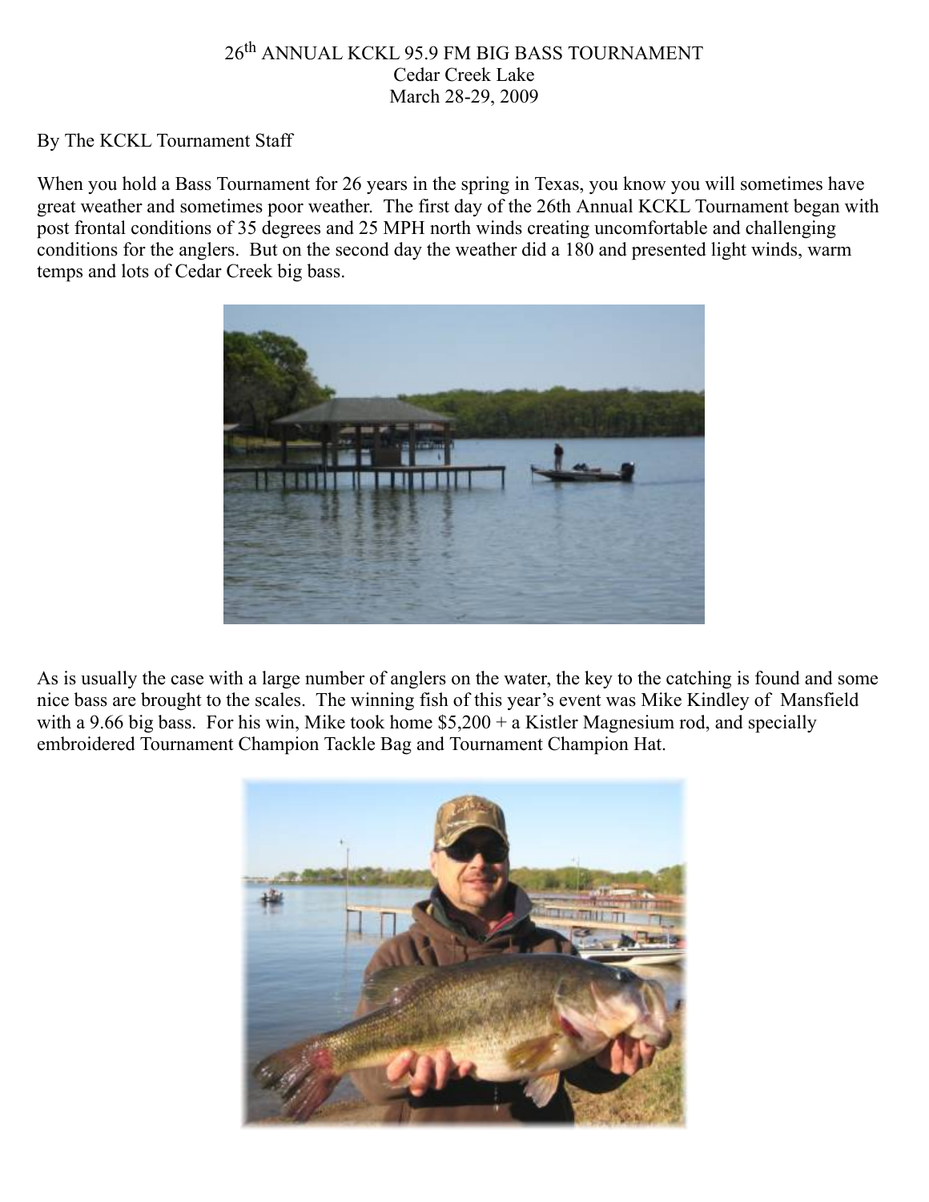# 26th ANNUAL KCKL 95.9 FM BIG BASS TOURNAMENT
## Cedar Creek Lake
## March 28-29, 2009

By The KCKL Tournament Staff

When you hold a Bass Tournament for 26 years in the spring in Texas, you know you will sometimes have great weather and sometimes poor weather. The first day of the 26th Annual KCKL Tournament began with post frontal conditions of 35 degrees and 25 MPH north winds creating uncomfortable and challenging conditions for the anglers. But on the second day the weather did a 180 and presented light winds, warm temps and lots of Cedar Creek big bass.

As is usually the case with a large number of anglers on the water, the key to the catching is found and some nice bass are brought to the scales. The winning fish of this year's event was Mike Kindley of Mansfield with a 9.66 big bass. For his win, Mike took home $5,200 + a Kistler Magnesium rod, and specially embroidered Tournament Champion Tackle Bag and Tournament Champion Hat.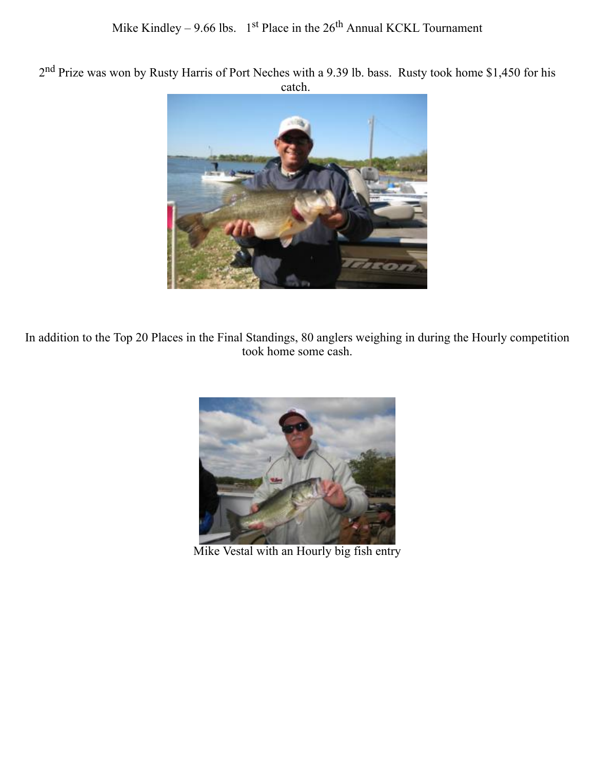Mike Kindley – 9.66 lbs. 1st Place in the 26th Annual KCKL Tournament

2nd Prize was won by Rusty Harris of Port Neches with a 9.39 lb. bass. Rusty took home $1,450 for his catch.

In addition to the Top 20 Places in the Final Standings, 80 anglers weighing in during the Hourly competition took home some cash.

Mike Vestal with an Hourly big fish entry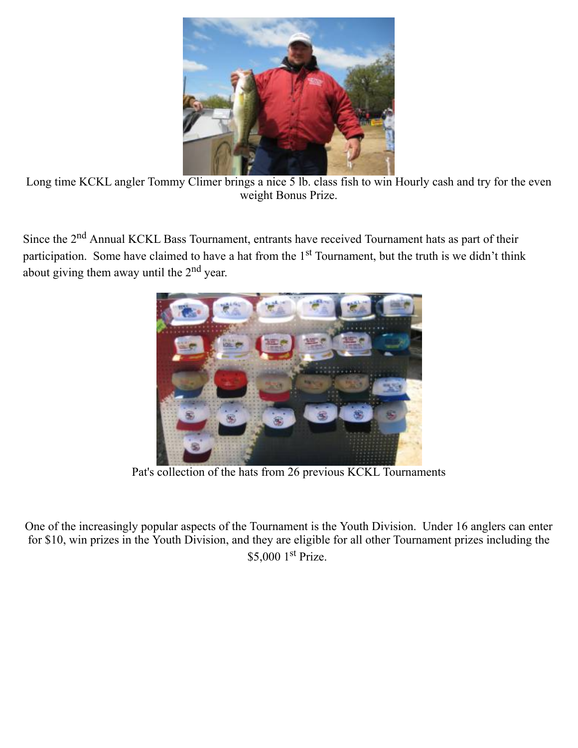Long time KCKL angler Tommy Climer brings a nice 5 lb. class fish to win Hourly cash and try for the even weight Bonus Prize.

Since the 2nd Annual KCKL Bass Tournament, entrants have received Tournament hats as part of their participation. Some have claimed to have a hat from the 1st Tournament, but the truth is we didn't think about giving them away until the 2nd year.

Pat's collection of the hats from 26 previous KCKL Tournaments

One of the increasingly popular aspects of the Tournament is the Youth Division. Under 16 anglers can enter for $10, win prizes in the Youth Division, and they are eligible for all other Tournament prizes including the $5,000 1st Prize.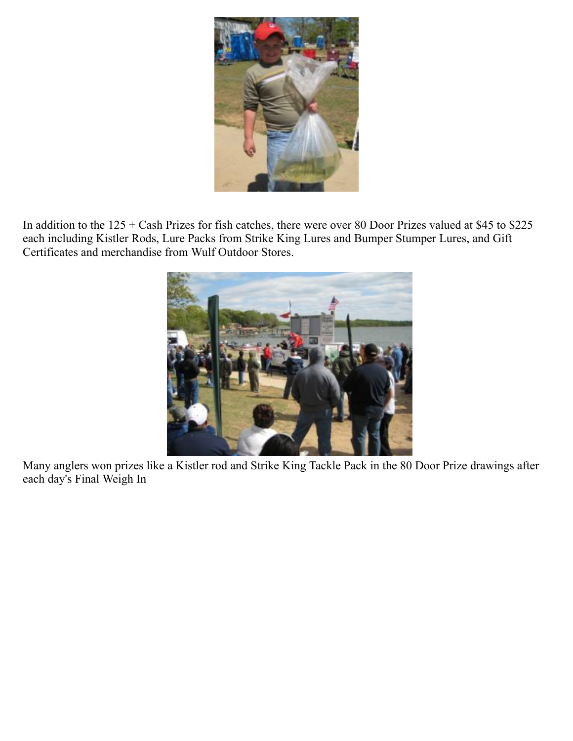In addition to the 125 + Cash Prizes for fish catches, there were over 80 Door Prizes valued at $45 to $225 each including Kistler Rods, Lure Packs from Strike King Lures and Bumper Stumper Lures, and Gift Certificates and merchandise from Wulf Outdoor Stores.

Many anglers won prizes like a Kistler rod and Strike King Tackle Pack in the 80 Door Prize drawings after each day's Final Weigh In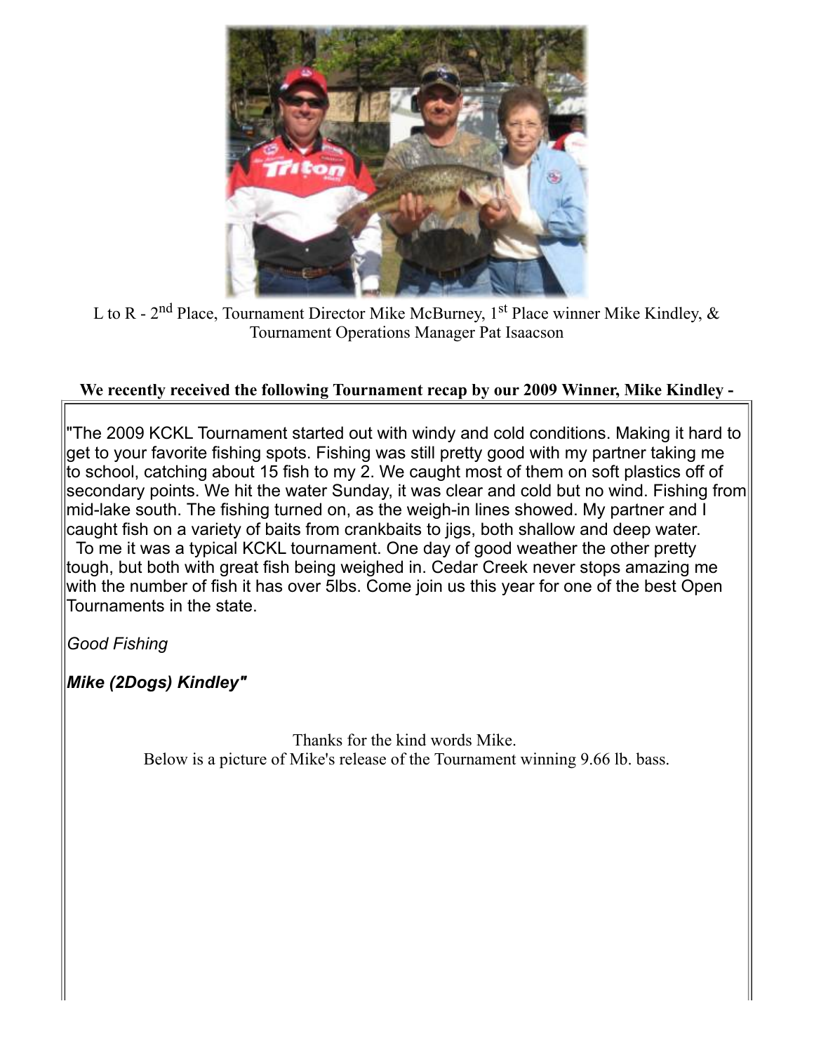L to R - 2nd Place, Tournament Director Mike McBurney, 1st Place winner Mike Kindley, & Tournament Operations Manager Pat Isaacson

**We recently received the following Tournament recap by our 2009 Winner, Mike Kindley -**

"The 2009 KCKL Tournament started out with windy and cold conditions. Making it hard to get to your favorite fishing spots. Fishing was still pretty good with my partner taking me to school, catching about 15 fish to my 2. We caught most of them on soft plastics off of secondary points. We hit the water Sunday, it was clear and cold but no wind. Fishing from mid-lake south. The fishing turned on, as the weigh-in lines showed. My partner and I caught fish on a variety of baits from crankbaits to jigs, both shallow and deep water.
To me it was a typical KCKL tournament. One day of good weather the other pretty tough, but both with great fish being weighed in. Cedar Creek never stops amazing me with the number of fish it has over 5lbs. Come join us this year for one of the best Open Tournaments in the state.

*Good Fishing*

***Mike (2Dogs) Kindley"***

Thanks for the kind words Mike.
Below is a picture of Mike's release of the Tournament winning 9.66 lb. bass.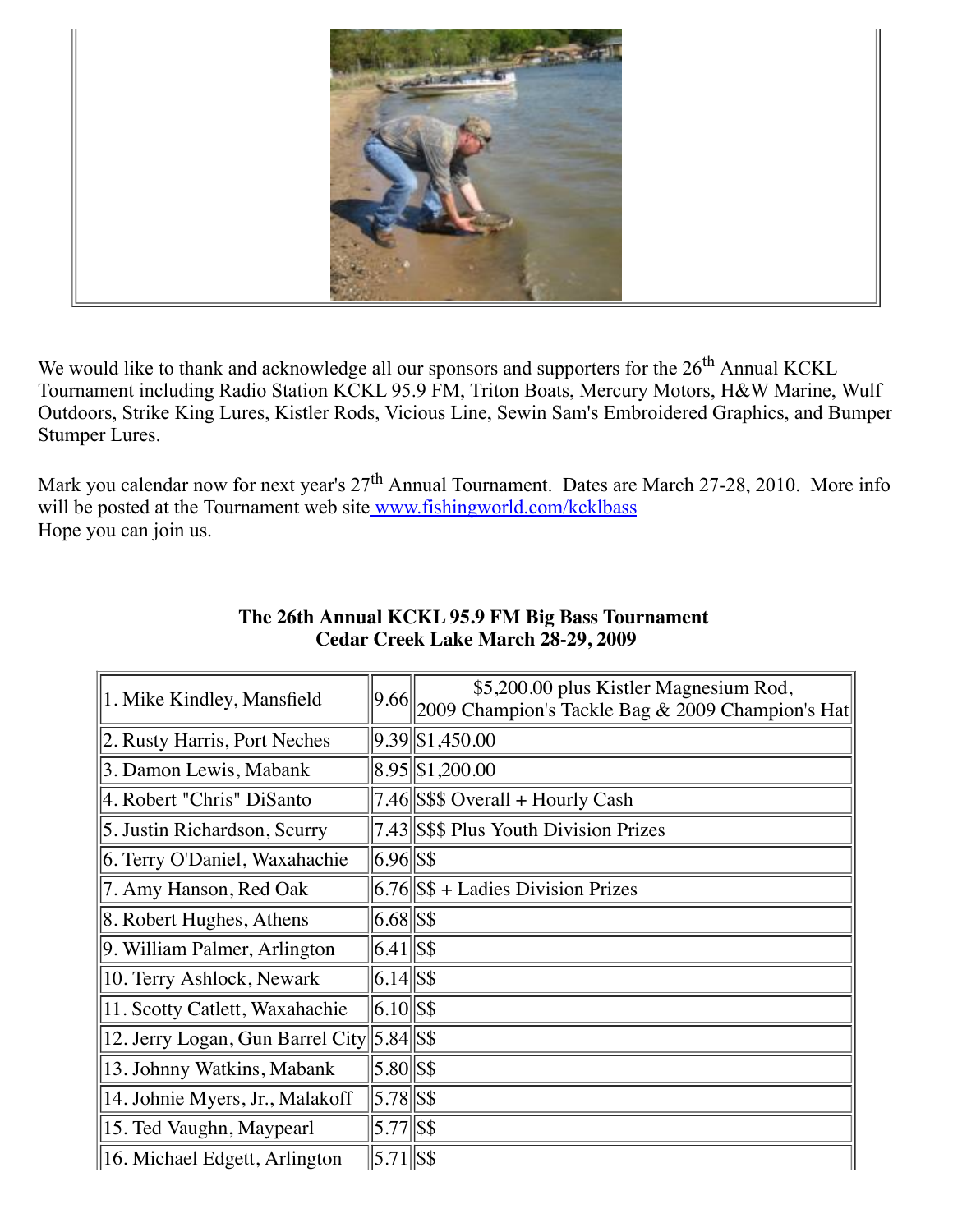We would like to thank and acknowledge all our sponsors and supporters for the 26th Annual KCKL Tournament including Radio Station KCKL 95.9 FM, Triton Boats, Mercury Motors, H&W Marine, Wulf Outdoors, Strike King Lures, Kistler Rods, Vicious Line, Sewin Sam's Embroidered Graphics, and Bumper Stumper Lures.

Mark you calendar now for next year's 27th Annual Tournament. Dates are March 27-28, 2010. More info will be posted at the Tournament web site www.fishingworld.com/kcklbass
Hope you can join us.

**The 26th Annual KCKL 95.9 FM Big Bass Tournament**
**Cedar Creek Lake March 28-29, 2009**

| | | |
|---|---|---|
| 1. Mike Kindley, Mansfield | 9.66 | $5,200.00 plus Kistler Magnesium Rod, 2009 Champion's Tackle Bag & 2009 Champion's Hat |
| 2. Rusty Harris, Port Neches | 9.39 | $1,450.00 |
| 3. Damon Lewis, Mabank | 8.95 | $1,200.00 |
| 4. Robert "Chris" DiSanto | 7.46 | $$$ Overall + Hourly Cash |
| 5. Justin Richardson, Scurry | 7.43 | $$$ Plus Youth Division Prizes |
| 6. Terry O'Daniel, Waxahachie | 6.96 | $$ |
| 7. Amy Hanson, Red Oak | 6.76 | $$ + Ladies Division Prizes |
| 8. Robert Hughes, Athens | 6.68 | $$ |
| 9. William Palmer, Arlington | 6.41 | $$ |
| 10. Terry Ashlock, Newark | 6.14 | $$ |
| 11. Scotty Catlett, Waxahachie | 6.10 | $$ |
| 12. Jerry Logan, Gun Barrel City | 5.84 | $$ |
| 13. Johnny Watkins, Mabank | 5.80 | $$ |
| 14. Johnie Myers, Jr., Malakoff | 5.78 | $$ |
| 15. Ted Vaughn, Maypearl | 5.77 | $$ |
| 16. Michael Edgett, Arlington | 5.71 | $$ |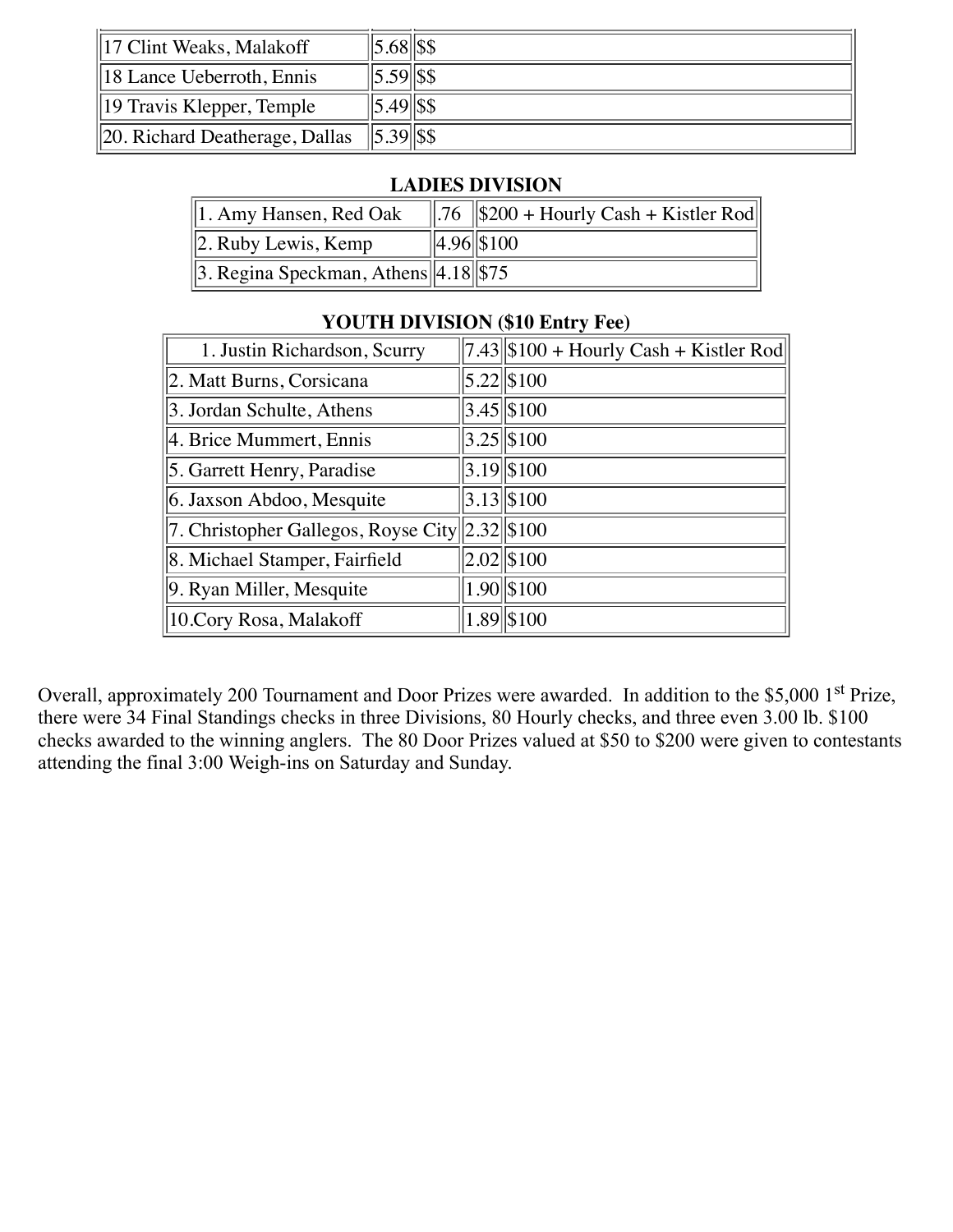| | | |
|---|---|---|
| 17 Clint Weaks, Malakoff | 5.68 | $$ |
| 18 Lance Ueberroth, Ennis | 5.59 | $$ |
| 19 Travis Klepper, Temple | 5.49 | $$ |
| 20. Richard Deatherage, Dallas | 5.39 | $$ |

**LADIES DIVISION**

| | | |
|---|---|---|
| 1. Amy Hansen, Red Oak | .76 | $200 + Hourly Cash + Kistler Rod |
| 2. Ruby Lewis, Kemp | 4.96 | $100 |
| 3. Regina Speckman, Athens | 4.18 | $75 |

**YOUTH DIVISION ($10 Entry Fee)**

| | | |
|---|---|---|
| 1. Justin Richardson, Scurry | 7.43 | $100 + Hourly Cash + Kistler Rod |
| 2. Matt Burns, Corsicana | 5.22 | $100 |
| 3. Jordan Schulte, Athens | 3.45 | $100 |
| 4. Brice Mummert, Ennis | 3.25 | $100 |
| 5. Garrett Henry, Paradise | 3.19 | $100 |
| 6. Jaxson Abdoo, Mesquite | 3.13 | $100 |
| 7. Christopher Gallegos, Royse City | 2.32 | $100 |
| 8. Michael Stamper, Fairfield | 2.02 | $100 |
| 9. Ryan Miller, Mesquite | 1.90 | $100 |
| 10.Cory Rosa, Malakoff | 1.89 | $100 |

Overall, approximately 200 Tournament and Door Prizes were awarded. In addition to the $5,000 1st Prize, there were 34 Final Standings checks in three Divisions, 80 Hourly checks, and three even 3.00 lb. $100 checks awarded to the winning anglers. The 80 Door Prizes valued at $50 to $200 were given to contestants attending the final 3:00 Weigh-ins on Saturday and Sunday.